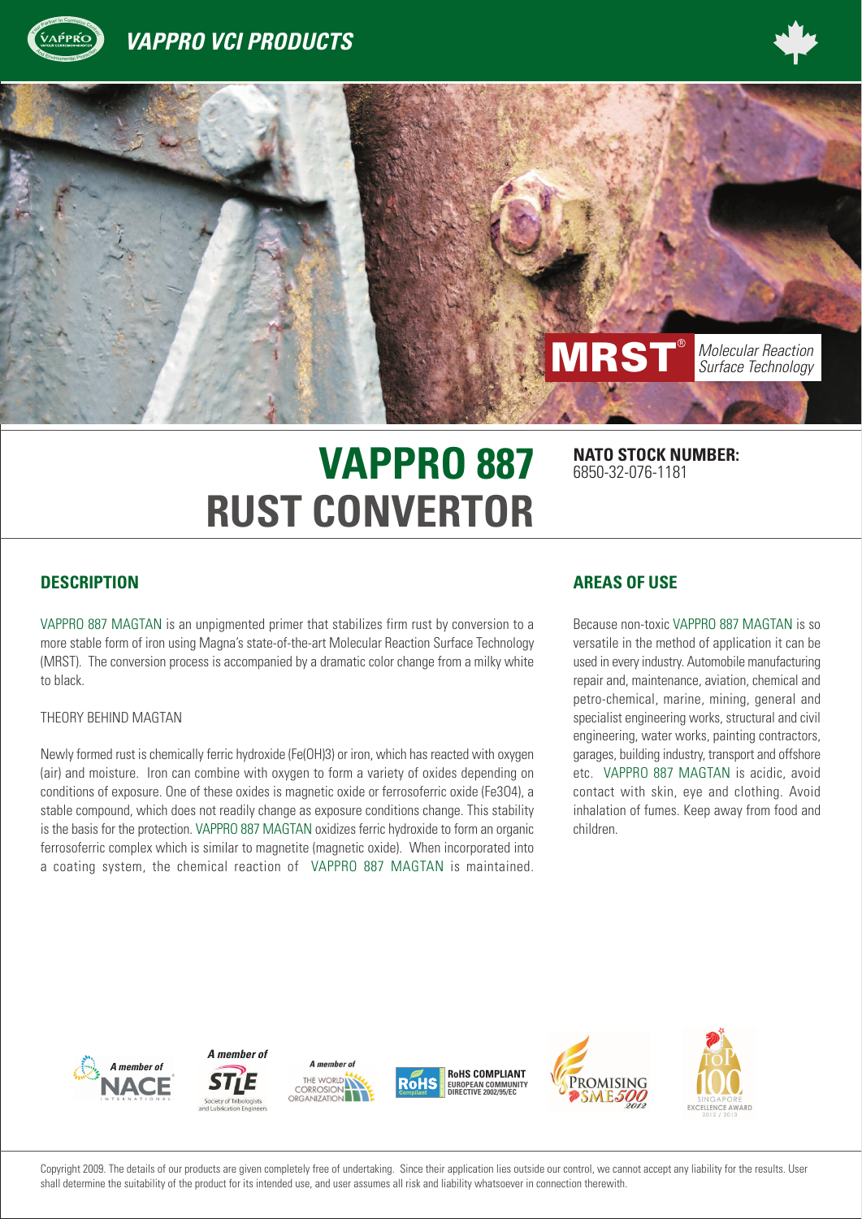# VAPPRO VCI PRODUCTS

MRST® *Molecular Reaction Surface Technology*

# VAPPRO 887 RUST CONVERTOR

**NATO STOCK NUMBER:**
6850-32-076-1181

## DESCRIPTION

VAPPRO 887 MAGTAN is an unpigmented primer that stabilizes firm rust by conversion to a more stable form of iron using Magna's state-of-the-art Molecular Reaction Surface Technology (MRST). The conversion process is accompanied by a dramatic color change from a milky white to black.

THEORY BEHIND MAGTAN

Newly formed rust is chemically ferric hydroxide ($Fe(OH)_3$) or iron, which has reacted with oxygen (air) and moisture. Iron can combine with oxygen to form a variety of oxides depending on conditions of exposure. One of these oxides is magnetic oxide or ferrosoferric oxide ($Fe_3O_4$), a stable compound, which does not readily change as exposure conditions change. This stability is the basis for the protection. VAPPRO 887 MAGTAN oxidizes ferric hydroxide to form an organic ferrosoferric complex which is similar to magnetite (magnetic oxide). When incorporated into a coating system, the chemical reaction of VAPPRO 887 MAGTAN is maintained.

## AREAS OF USE

Because non-toxic VAPPRO 887 MAGTAN is so versatile in the method of application it can be used in every industry. Automobile manufacturing repair and, maintenance, aviation, chemical and petro-chemical, marine, mining, general and specialist engineering works, structural and civil engineering, water works, painting contractors, garages, building industry, transport and offshore etc. VAPPRO 887 MAGTAN is acidic, avoid contact with skin, eye and clothing. Avoid inhalation of fumes. Keep away from food and children.

A member of NACE International · A member of STLE Society of Tribologists and Lubrication Engineers · A member of The World Corrosion Organization · RoHS COMPLIANT EUROPEAN COMMUNITY DIRECTIVE 2002/95/EC · Promising SME 500 2012 · Singapore Top 100 Excellence Award 2012 / 2013

Copyright 2009. The details of our products are given completely free of undertaking. Since their application lies outside our control, we cannot accept any liability for the results. User shall determine the suitability of the product for its intended use, and user assumes all risk and liability whatsoever in connection therewith.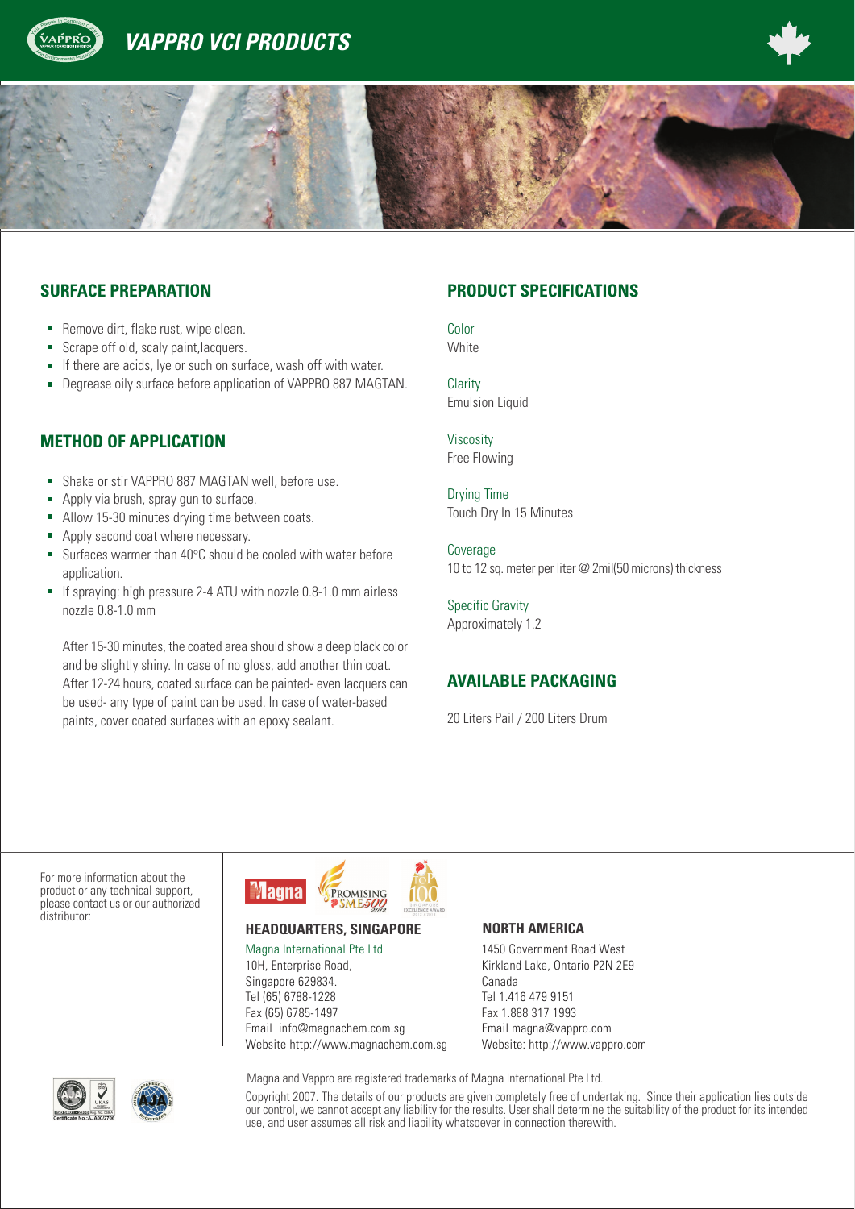## SURFACE PREPARATION

- Remove dirt, flake rust, wipe clean.
- Scrape off old, scaly paint,lacquers.
- If there are acids, lye or such on surface, wash off with water.
- Degrease oily surface before application of VAPPRO 887 MAGTAN.

## METHOD OF APPLICATION

- Shake or stir VAPPRO 887 MAGTAN well, before use.
- Apply via brush, spray gun to surface.
- Allow 15-30 minutes drying time between coats.
- Apply second coat where necessary.
- Surfaces warmer than 40°C should be cooled with water before application.
- If spraying: high pressure 2-4 ATU with nozzle 0.8-1.0 mm airless nozzle 0.8-1.0 mm

After 15-30 minutes, the coated area should show a deep black color and be slightly shiny. In case of no gloss, add another thin coat. After 12-24 hours, coated surface can be painted- even lacquers can be used- any type of paint can be used. In case of water-based paints, cover coated surfaces with an epoxy sealant.

## PRODUCT SPECIFICATIONS

Color
White

Clarity
Emulsion Liquid

Viscosity
Free Flowing

Drying Time
Touch Dry In 15 Minutes

Coverage
10 to 12 sq. meter per liter @ 2mil(50 microns) thickness

Specific Gravity
Approximately 1.2

## AVAILABLE PACKAGING

20 Liters Pail / 200 Liters Drum

For more information about the product or any technical support, please contact us or our authorized distributor:

### HEADQUARTERS, SINGAPORE

Magna International Pte Ltd
10H, Enterprise Road,
Singapore 629834.
Tel (65) 6788-1228
Fax (65) 6785-1497
Email info@magnachem.com.sg
Website http://www.magnachem.com.sg

### NORTH AMERICA

1450 Government Road West
Kirkland Lake, Ontario P2N 2E9
Canada
Tel 1.416 479 9151
Fax 1.888 317 1993
Email magna@vappro.com
Website: http://www.vappro.com

Magna and Vappro are registered trademarks of Magna International Pte Ltd.

Copyright 2007. The details of our products are given completely free of undertaking. Since their application lies outside our control, we cannot accept any liability for the results. User shall determine the suitability of the product for its intended use, and user assumes all risk and liability whatsoever in connection therewith.